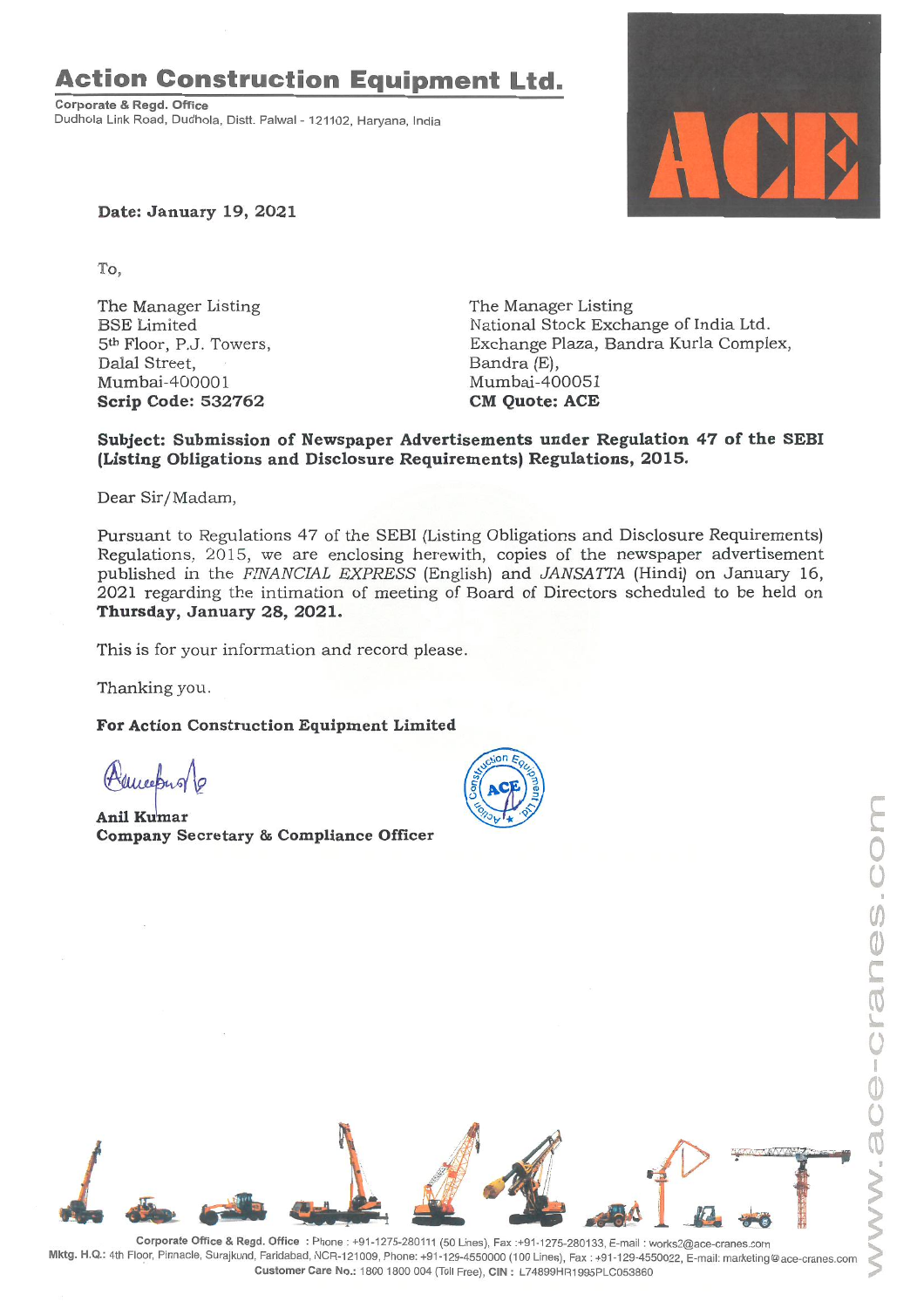# Action Construction Equipment Ltd.

**Corporate & Regd. Office**
Dudhola Link Road, Dudhola, Distt. Palwal - 121102, Haryana, India

ACE

**Date: January 19, 2021**

To,

The Manager Listing
BSE Limited
5th Floor, P.J. Towers,
Dalal Street,
Mumbai-400001
**Scrip Code: 532762**

The Manager Listing
National Stock Exchange of India Ltd.
Exchange Plaza, Bandra Kurla Complex,
Bandra (E),
Mumbai-400051
**CM Quote: ACE**

**Subject: Submission of Newspaper Advertisements under Regulation 47 of the SEBI (Listing Obligations and Disclosure Requirements) Regulations, 2015.**

Dear Sir/Madam,

Pursuant to Regulations 47 of the SEBI (Listing Obligations and Disclosure Requirements) Regulations, 2015, we are enclosing herewith, copies of the newspaper advertisement published in the *FINANCIAL EXPRESS* (English) and *JANSATTA* (Hindi) on January 16, 2021 regarding the intimation of meeting of Board of Directors scheduled to be held on **Thursday, January 28, 2021.**

This is for your information and record please.

Thanking you.

**For Action Construction Equipment Limited**

**Anil Kumar**
**Company Secretary & Compliance Officer**

Corporate Office & Regd. Office : Phone : +91-1275-280111 (50 Lines), Fax :+91-1275-280133, E-mail : works2@ace-cranes.com
Mktg. H.Q.: 4th Floor, Pinnacle, Surajkund, Faridabad, NCR-121009, Phone: +91-129-4550000 (100 Lines), Fax : +91-129-4550022, E-mail: marketing@ace-cranes.com
Customer Care No.: 1800 1800 004 (Toll Free), CIN : L74899HR1995PLC053860

www.ace-cranes.com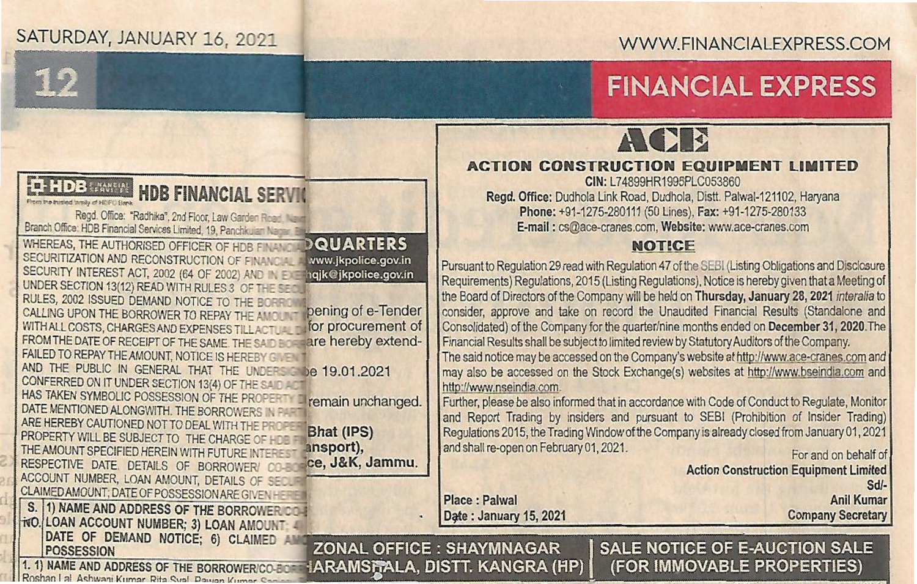# ACE

## ACTION CONSTRUCTION EQUIPMENT LIMITED

CIN: L74899HR1995PLC053860

**Regd. Office:** Dudhola Link Road, Dudhola, Distt. Palwal-121102, Haryana

**Phone:** +91-1275-280111 (50 Lines), **Fax:** +91-1275-280133

**E-mail :** cs@ace-cranes.com, **Website:** www.ace-cranes.com

### NOTICE

Pursuant to Regulation 29 read with Regulation 47 of the SEBI (Listing Obligations and Disclosure Requirements) Regulations, 2015 (Listing Regulations), Notice is hereby given that a Meeting of the Board of Directors of the Company will be held on **Thursday, January 28, 2021** *interalia* to consider, approve and take on record the Unaudited Financial Results (Standalone and Consolidated) of the Company for the quarter/nine months ended on **December 31, 2020**. The Financial Results shall be subject to limited review by Statutory Auditors of the Company.

The said notice may be accessed on the Company's website at http://www.ace-cranes.com and may also be accessed on the Stock Exchange(s) websites at http://www.bseindia.com and http://www.nseindia.com.

Further, please be also informed that in accordance with Code of Conduct to Regulate, Monitor and Report Trading by insiders and pursuant to SEBI (Prohibition of Insider Trading) Regulations 2015, the Trading Window of the Company is already closed from January 01, 2021 and shall re-open on February 01, 2021.

Place : Palwal
Date : January 15, 2021

For and on behalf of
**Action Construction Equipment Limited**
**Sd/-**
**Anil Kumar**
**Company Secretary**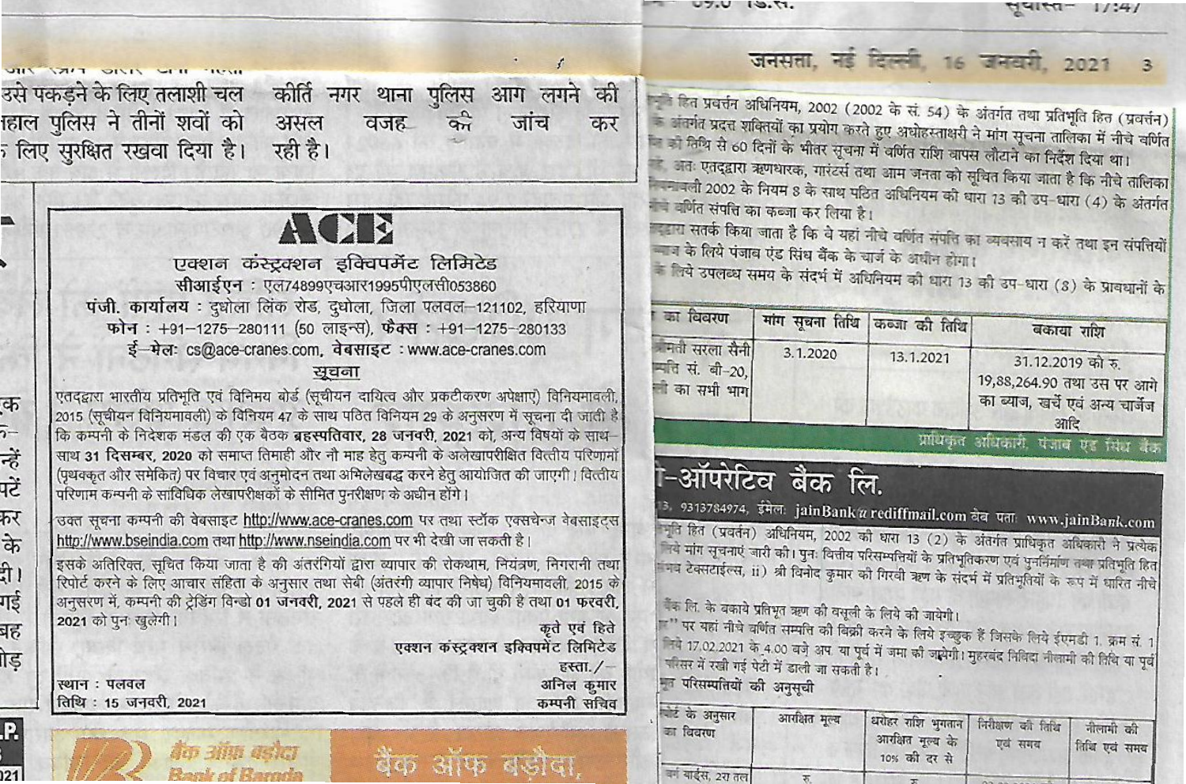उसे पकड़ने के लिए तलाशी चल
हाल पुलिस ने तीनों शवों को
लिए सुरक्षित रखवा दिया है।

कीर्ति नगर थाना पुलिस आग लगने की असल वजह की जांच कर रही है।

# ACE

## एक्शन कंस्ट्रक्शन इक्विपमेंट लिमिटेड

**सीआईएन : एल74899एचआर1995पीएलसी053860**

**पंजी. कार्यालय : दुधोला लिंक रोड, दुधोला, जिला पलवल–121102, हरियाणा**

**फोन : +91–1275–280111 (50 लाइन्स), फैक्स : +91–1275–280133**

**ई–मेलः cs@ace-cranes.com, वेबसाइट : www.ace-cranes.com**

### सूचना

एतद्द्वारा भारतीय प्रतिभूति एवं विनिमय बोर्ड (सूचीयन दायित्व और प्रकटीकरण अपेक्षाएं) विनियमावली, 2015 (सूचीयन विनियमावली) के विनियम 47 के साथ पठित विनियम 29 के अनुसरण में सूचना दी जाती है कि कम्पनी के निदेशक मंडल की एक बैठक **ब्रहस्पतिवार, 28 जनवरी, 2021** को, अन्य विषयों के साथ–साथ **31 दिसम्बर, 2020** को समाप्त तिमाही और नौ माह हेतु कम्पनी के अलेखापरीक्षित वित्तीय परिणामों (पृथक्कृत और समेकित) पर विचार एवं अनुमोदन तथा अभिलेखबद्ध करने हेतु आयोजित की जाएगी। वित्तीय परिणाम कम्पनी के साविधिक लेखापरीक्षकों के सीमित पुनरीक्षण के अधीन होंगे।

उक्त सूचना कम्पनी की वेबसाइट http://www.ace-cranes.com पर तथा स्टॉक एक्सचेन्ज वेबसाइट्स http://www.bseindia.com तथा http://www.nseindia.com पर भी देखी जा सकती है।

इसके अतिरिक्त, सूचित किया जाता है की अंतरंगियों द्वारा व्यापार की रोकथाम, नियंत्रण, निगरानी तथा रिपोर्ट करने के लिए आचार संहिता के अनुसार तथा सेबी (अंतरंगी व्यापार निषेध) विनियमावली, 2015 के अनुसरण में, कम्पनी की ट्रेडिंग विन्डो **01 जनवरी, 2021** से पहले ही बंद की जा चुकी है तथा **01 फरवरी, 2021** को पुनः खुलेगी।

कृते एवं हिते
**एक्शन कंस्ट्रक्शन इक्विपमेंट लिमिटेड**
हस्ता./–
**अनिल कुमार**
**कम्पनी सचिव**

स्थान : पलवल
तिथि : 15 जनवरी, 2021

बैंक ऑफ बड़ौदा Bank of Baroda

बैंक ऑफ बड़ौदा,

---

...भूति हित प्रवर्तन अधिनियम, 2002 (2002 के सं. 54) के अंतर्गत तथा प्रतिभूति हित (प्रवर्तन) ...के अंतर्गत प्रदत्त शक्तियों का प्रयोग करते हुए अधोहस्ताक्षरी ने मांग सूचना तालिका में नीचे वर्णित ...की तिथि से 60 दिनों के भीतर सूचना में वर्णित राशि वापस लौटाने का निर्देश दिया था। ...अतः एतद्द्वारा ऋणधारक, गारंटर्स तथा आम जनता को सूचित किया जाता है कि नीचे तालिका ...नियमावली 2002 के नियम 8 के साथ पठित अधिनियम की धारा 13 की उप-धारा (4) के अंतर्गत ...नीचे वर्णित संपत्ति का कब्जा कर लिया है।

...द्वारा सतर्क किया जाता है कि वे यहां नीचे वर्णित संपत्ति का व्यवसाय न करें तथा इन संपत्तियों ...ब्याज के लिये पंजाब एंड सिंध बैंक के चार्ज के अधीन होगा।

...के लिये उपलब्ध समय के संदर्भ में अधिनियम की धारा 13 की उप-धारा (8) के प्रावधानों के

| ...का विवरण | मांग सूचना तिथि | कब्जा की तिथि | बकाया राशि |
|---|---|---|---|
| श्रीमती सरला सैनी ...म्पत्ति सं. बी-20, ...ती का सभी भाग | 3.1.2020 | 13.1.2021 | 31.12.2019 को रु. 19,88,264.90 तथा उस पर आगे का ब्याज, खर्चे एवं अन्य चार्जेस आदि |

प्राधिकृत अधिकारी, पंजाब एंड सिंध बैंक

## ...-ऑपरेटिव बैंक लि.

...3, 9313784974, ईमेलः jainBank@rediffmail.com वेब पता: www.jainBank.com

...भूति हित (प्रवर्तन) अधिनियम, 2002 की धारा 13 (2) के अंतर्गत प्राधिकृत अधिकारी ने प्रत्येक ...लिये मांग सूचनाएं जारी की। पुनः वित्तीय परिसम्पत्तियों के प्रतिभूतिकरण एवं पुनर्निर्माण तथा प्रतिभूति हित ...मंथ टेक्सटाईल्स, ii) श्री विनोद कुमार की गिरवी ऋण के संदर्भ में प्रतिभूतियों के रूप में धारित नीचे

...बैंक लि. के बकाये प्रतिभूत ऋण की वसूली के लिये की जायेगी।

..." पर यहां नीचे वर्णित सम्पत्ति की बिक्री करने के लिये इच्छुक हैं जिसके लिये ईएमडी 1. क्रम सं. 1 ...लिये 17.02.2021 के 4.00 बजे अप. या पूर्व में जमा की जायेगी। मुहरबंद निविदा नीलामी की तिथि या पूर्व ...परिसर में रखी गई पेटी में डाली जा सकती है।

...त परिसम्पत्तियों की अनुसूची

| ...पोर्ट के अनुसार ...का विवरण | आरक्षित मूल्य | धरोहर राशि भुगतान आरक्षित मूल्य के 10% की दर से | निरीक्षण की तिथि एवं समय | नीलामी की तिथि एवं समय |
|---|---|---|---|---|
| ...र्ग साईज, 2रा तल | रु. | रु. | | |